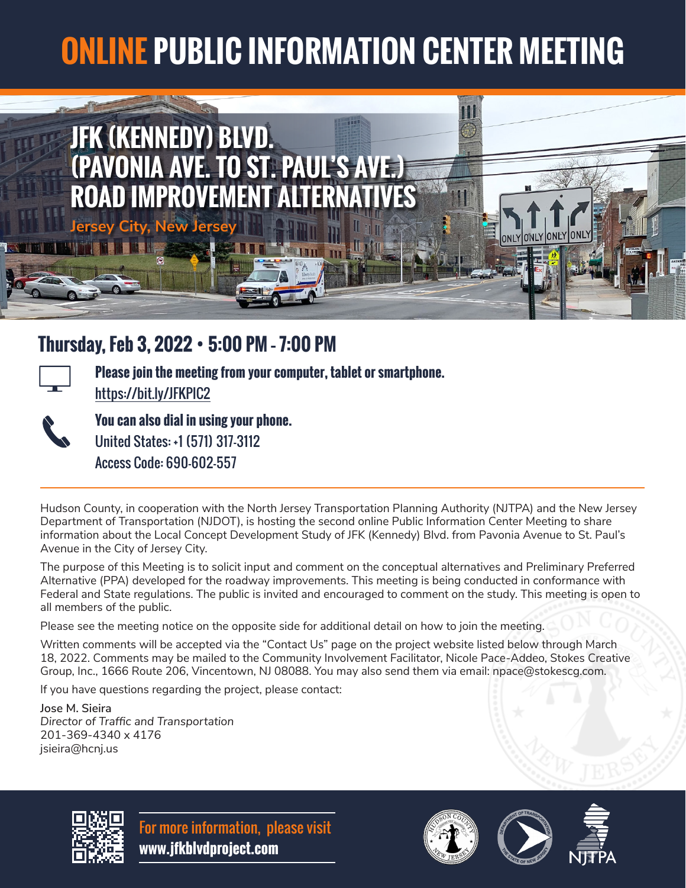# ONLINE PUBLIC INFORMATION CENTER MEETING

## JFK (KENNEDY) BLVD. (PAVONIA AVE. TO ST. PAUL'S AVE.) ROAD IMPROVEMENT ALTERNATIVES

**Jersey City, New Jersey**

## Thursday, Feb 3, 2022 • 5:00 PM - 7:00 PM

**Please join the meeting from your computer, tablet or smartphone.**
https://bit.ly/JFKPIC2

**You can also dial in using your phone.**
United States: +1 (571) 317-3112
Access Code: 690-602-557

---

Hudson County, in cooperation with the North Jersey Transportation Planning Authority (NJTPA) and the New Jersey Department of Transportation (NJDOT), is hosting the second online Public Information Center Meeting to share information about the Local Concept Development Study of JFK (Kennedy) Blvd. from Pavonia Avenue to St. Paul's Avenue in the City of Jersey City.

The purpose of this Meeting is to solicit input and comment on the conceptual alternatives and Preliminary Preferred Alternative (PPA) developed for the roadway improvements. This meeting is being conducted in conformance with Federal and State regulations. The public is invited and encouraged to comment on the study. This meeting is open to all members of the public.

Please see the meeting notice on the opposite side for additional detail on how to join the meeting.

Written comments will be accepted via the "Contact Us" page on the project website listed below through March 18, 2022. Comments may be mailed to the Community Involvement Facilitator, Nicole Pace-Addeo, Stokes Creative Group, Inc., 1666 Route 206, Vincentown, NJ 08088. You may also send them via email: npace@stokescg.com.

If you have questions regarding the project, please contact:

Jose M. Sieira
*Director of Traffic and Transportation*
201-369-4340 x 4176
jsieira@hcnj.us

**For more information, please visit**
**www.jfkblvdproject.com**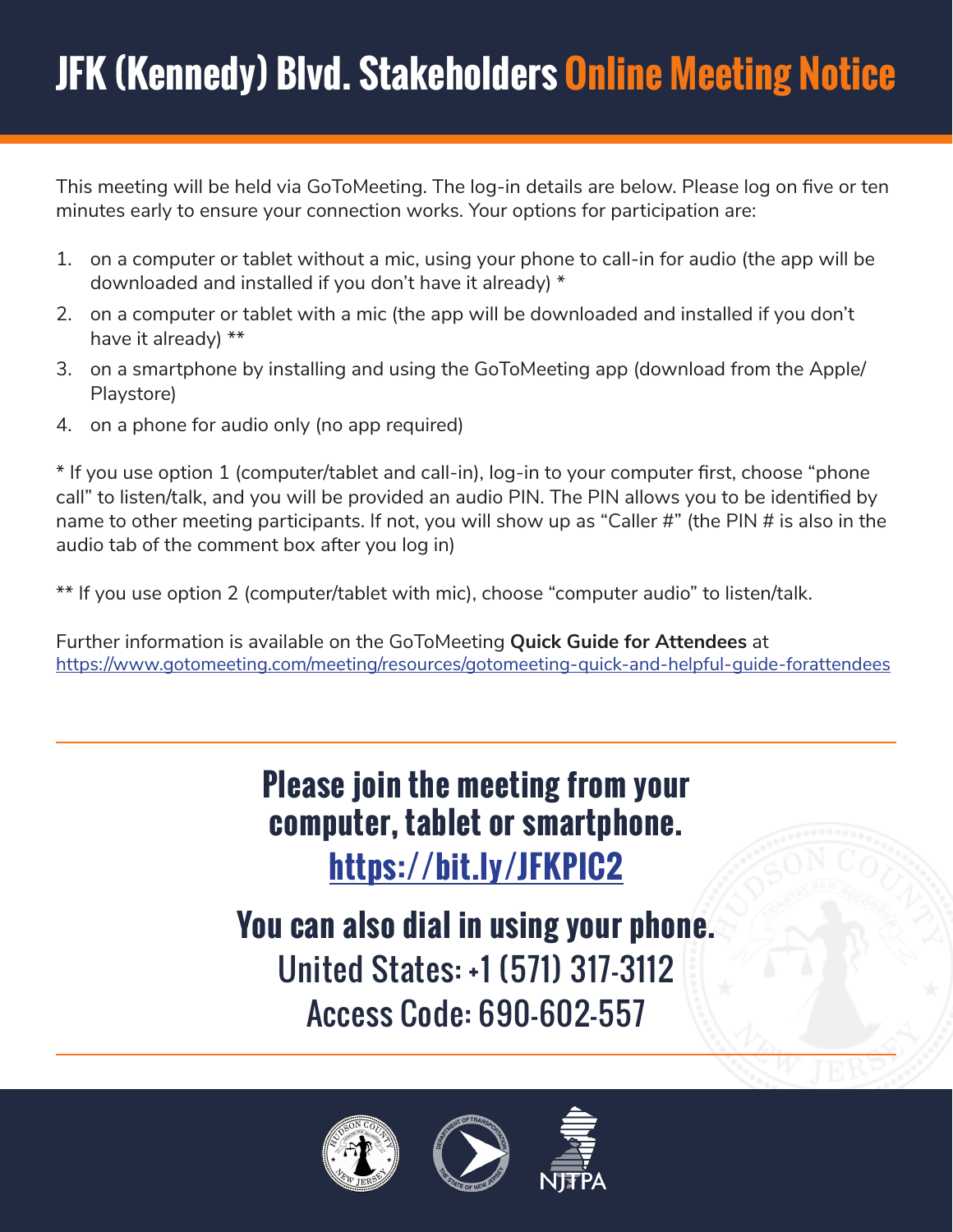# JFK (Kennedy) Blvd. Stakeholders Online Meeting Notice

This meeting will be held via GoToMeeting. The log-in details are below. Please log on five or ten minutes early to ensure your connection works. Your options for participation are:

1. on a computer or tablet without a mic, using your phone to call-in for audio (the app will be downloaded and installed if you don't have it already) *
2. on a computer or tablet with a mic (the app will be downloaded and installed if you don't have it already) **
3. on a smartphone by installing and using the GoToMeeting app (download from the Apple/ Playstore)
4. on a phone for audio only (no app required)

* If you use option 1 (computer/tablet and call-in), log-in to your computer first, choose "phone call" to listen/talk, and you will be provided an audio PIN. The PIN allows you to be identified by name to other meeting participants. If not, you will show up as "Caller #" (the PIN # is also in the audio tab of the comment box after you log in)

** If you use option 2 (computer/tablet with mic), choose "computer audio" to listen/talk.

Further information is available on the GoToMeeting **Quick Guide for Attendees** at https://www.gotomeeting.com/meeting/resources/gotomeeting-quick-and-helpful-guide-forattendees

---

## Please join the meeting from your computer, tablet or smartphone.

## https://bit.ly/JFKPIC2

## You can also dial in using your phone.

United States: +1 (571) 317-3112

Access Code: 690-602-557

---

NJTPA